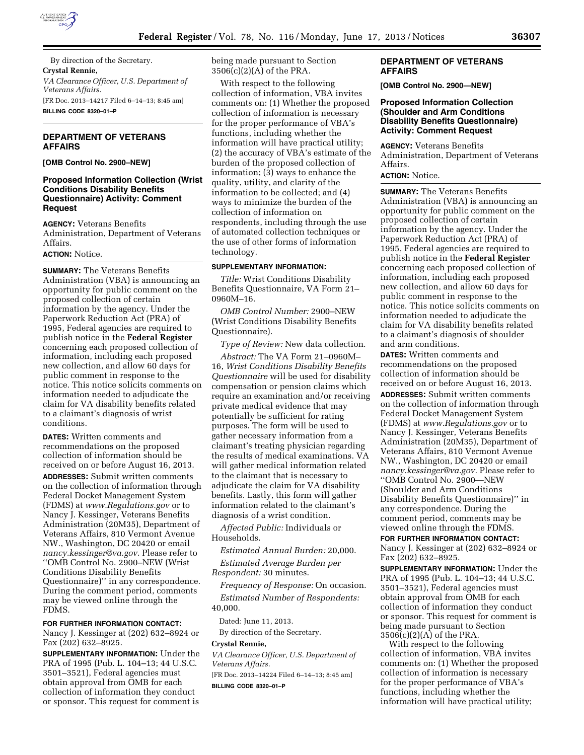By direction of the Secretary.

**Crystal Rennie,**

*VA Clearance Officer, U.S. Department of Veterans Affairs.*

[FR Doc. 2013–14217 Filed 6–14–13; 8:45 am]

**BILLING CODE 8320–01–P**

## DEPARTMENT OF VETERANS AFFAIRS

**[OMB Control No. 2900–NEW]**

### Proposed Information Collection (Wrist Conditions Disability Benefits Questionnaire) Activity: Comment Request

**AGENCY:** Veterans Benefits Administration, Department of Veterans Affairs.

**ACTION:** Notice.

**SUMMARY:** The Veterans Benefits Administration (VBA) is announcing an opportunity for public comment on the proposed collection of certain information by the agency. Under the Paperwork Reduction Act (PRA) of 1995, Federal agencies are required to publish notice in the **Federal Register** concerning each proposed collection of information, including each proposed new collection, and allow 60 days for public comment in response to the notice. This notice solicits comments on information needed to adjudicate the claim for VA disability benefits related to a claimant's diagnosis of wrist conditions.

**DATES:** Written comments and recommendations on the proposed collection of information should be received on or before August 16, 2013.

**ADDRESSES:** Submit written comments on the collection of information through Federal Docket Management System (FDMS) at *www.Regulations.gov* or to Nancy J. Kessinger, Veterans Benefits Administration (20M35), Department of Veterans Affairs, 810 Vermont Avenue NW., Washington, DC 20420 or email *nancy.kessinger@va.gov.* Please refer to ''OMB Control No. 2900–NEW (Wrist Conditions Disability Benefits Questionnaire)'' in any correspondence. During the comment period, comments may be viewed online through the FDMS.

**FOR FURTHER INFORMATION CONTACT:** Nancy J. Kessinger at (202) 632–8924 or Fax (202) 632–8925.

**SUPPLEMENTARY INFORMATION:** Under the PRA of 1995 (Pub. L. 104–13; 44 U.S.C. 3501–3521), Federal agencies must obtain approval from OMB for each collection of information they conduct or sponsor. This request for comment is being made pursuant to Section 3506(c)(2)(A) of the PRA.

With respect to the following collection of information, VBA invites comments on: (1) Whether the proposed collection of information is necessary for the proper performance of VBA's functions, including whether the information will have practical utility; (2) the accuracy of VBA's estimate of the burden of the proposed collection of information; (3) ways to enhance the quality, utility, and clarity of the information to be collected; and (4) ways to minimize the burden of the collection of information on respondents, including through the use of automated collection techniques or the use of other forms of information technology.

**SUPPLEMENTARY INFORMATION:**

*Title:* Wrist Conditions Disability Benefits Questionnaire, VA Form 21–0960M–16.

*OMB Control Number:* 2900–NEW (Wrist Conditions Disability Benefits Questionnaire).

*Type of Review:* New data collection.

*Abstract:* The VA Form 21–0960M–16, *Wrist Conditions Disability Benefits Questionnaire* will be used for disability compensation or pension claims which require an examination and/or receiving private medical evidence that may potentially be sufficient for rating purposes. The form will be used to gather necessary information from a claimant's treating physician regarding the results of medical examinations. VA will gather medical information related to the claimant that is necessary to adjudicate the claim for VA disability benefits. Lastly, this form will gather information related to the claimant's diagnosis of a wrist condition.

*Affected Public:* Individuals or Households.

*Estimated Annual Burden:* 20,000.

*Estimated Average Burden per Respondent:* 30 minutes.

*Frequency of Response:* On occasion.

*Estimated Number of Respondents:* 40,000.

Dated: June 11, 2013.

By direction of the Secretary.

**Crystal Rennie,**

*VA Clearance Officer, U.S. Department of Veterans Affairs.*

[FR Doc. 2013–14224 Filed 6–14–13; 8:45 am]

**BILLING CODE 8320–01–P**

## DEPARTMENT OF VETERANS AFFAIRS

**[OMB Control No. 2900—NEW]**

### Proposed Information Collection (Shoulder and Arm Conditions Disability Benefits Questionnaire) Activity: Comment Request

**AGENCY:** Veterans Benefits Administration, Department of Veterans Affairs.

**ACTION:** Notice.

**SUMMARY:** The Veterans Benefits Administration (VBA) is announcing an opportunity for public comment on the proposed collection of certain information by the agency. Under the Paperwork Reduction Act (PRA) of 1995, Federal agencies are required to publish notice in the **Federal Register** concerning each proposed collection of information, including each proposed new collection, and allow 60 days for public comment in response to the notice. This notice solicits comments on information needed to adjudicate the claim for VA disability benefits related to a claimant's diagnosis of shoulder and arm conditions.

**DATES:** Written comments and recommendations on the proposed collection of information should be received on or before August 16, 2013.

**ADDRESSES:** Submit written comments on the collection of information through Federal Docket Management System (FDMS) at *www.Regulations.gov* or to Nancy J. Kessinger, Veterans Benefits Administration (20M35), Department of Veterans Affairs, 810 Vermont Avenue NW., Washington, DC 20420 or email *nancy.kessinger@va.gov.* Please refer to ''OMB Control No. 2900—NEW (Shoulder and Arm Conditions Disability Benefits Questionnaire)'' in any correspondence. During the comment period, comments may be viewed online through the FDMS.

**FOR FURTHER INFORMATION CONTACT:** Nancy J. Kessinger at (202) 632–8924 or Fax (202) 632–8925.

**SUPPLEMENTARY INFORMATION:** Under the PRA of 1995 (Pub. L. 104–13; 44 U.S.C. 3501–3521), Federal agencies must obtain approval from OMB for each collection of information they conduct or sponsor. This request for comment is being made pursuant to Section 3506(c)(2)(A) of the PRA.

With respect to the following collection of information, VBA invites comments on: (1) Whether the proposed collection of information is necessary for the proper performance of VBA's functions, including whether the information will have practical utility;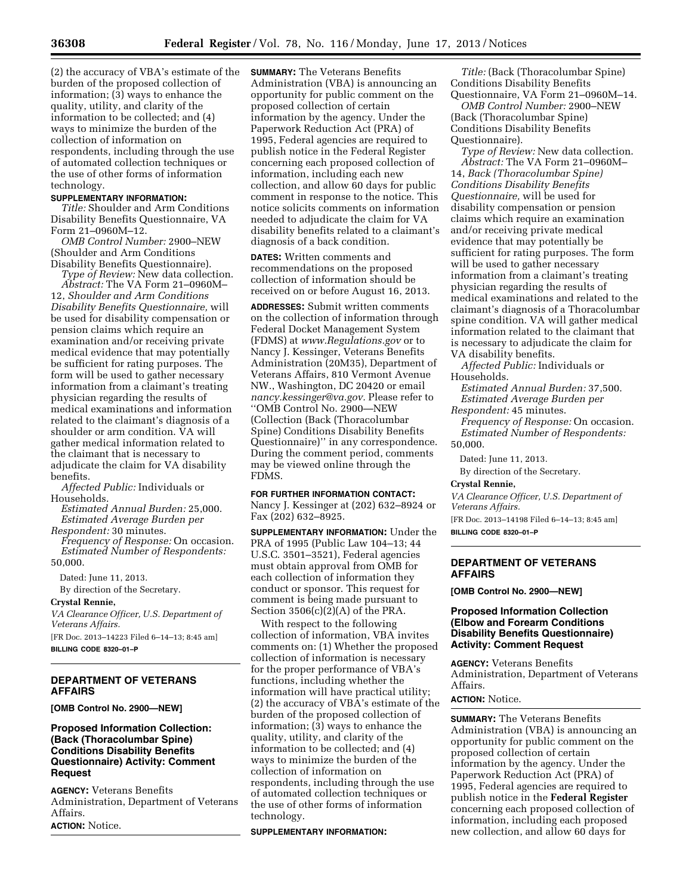(2) the accuracy of VBA's estimate of the burden of the proposed collection of information; (3) ways to enhance the quality, utility, and clarity of the information to be collected; and (4) ways to minimize the burden of the collection of information on respondents, including through the use of automated collection techniques or the use of other forms of information technology.

**SUPPLEMENTARY INFORMATION:**

*Title:* Shoulder and Arm Conditions Disability Benefits Questionnaire, VA Form 21–0960M–12.

*OMB Control Number:* 2900–NEW (Shoulder and Arm Conditions Disability Benefits Questionnaire).

*Type of Review:* New data collection.

*Abstract:* The VA Form 21–0960M–12, *Shoulder and Arm Conditions Disability Benefits Questionnaire,* will be used for disability compensation or pension claims which require an examination and/or receiving private medical evidence that may potentially be sufficient for rating purposes. The form will be used to gather necessary information from a claimant's treating physician regarding the results of medical examinations and information related to the claimant's diagnosis of a shoulder or arm condition. VA will gather medical information related to the claimant that is necessary to adjudicate the claim for VA disability benefits.

*Affected Public:* Individuals or Households.

*Estimated Annual Burden:* 25,000.

*Estimated Average Burden per Respondent:* 30 minutes.

*Frequency of Response:* On occasion.

*Estimated Number of Respondents:* 50,000.

Dated: June 11, 2013.

By direction of the Secretary.

**Crystal Rennie,**

*VA Clearance Officer, U.S. Department of Veterans Affairs.*

[FR Doc. 2013–14223 Filed 6–14–13; 8:45 am]

**BILLING CODE 8320–01–P**

## DEPARTMENT OF VETERANS AFFAIRS

**[OMB Control No. 2900—NEW]**

### Proposed Information Collection: (Back (Thoracolumbar Spine) Conditions Disability Benefits Questionnaire) Activity: Comment Request

**AGENCY:** Veterans Benefits Administration, Department of Veterans Affairs.

**ACTION:** Notice.

**SUMMARY:** The Veterans Benefits Administration (VBA) is announcing an opportunity for public comment on the proposed collection of certain information by the agency. Under the Paperwork Reduction Act (PRA) of 1995, Federal agencies are required to publish notice in the Federal Register concerning each proposed collection of information, including each new collection, and allow 60 days for public comment in response to the notice. This notice solicits comments on information needed to adjudicate the claim for VA disability benefits related to a claimant's diagnosis of a back condition.

**DATES:** Written comments and recommendations on the proposed collection of information should be received on or before August 16, 2013.

**ADDRESSES:** Submit written comments on the collection of information through Federal Docket Management System (FDMS) at *www.Regulations.gov* or to Nancy J. Kessinger, Veterans Benefits Administration (20M35), Department of Veterans Affairs, 810 Vermont Avenue NW., Washington, DC 20420 or email *nancy.kessinger@va.gov*. Please refer to ''OMB Control No. 2900—NEW (Collection (Back (Thoracolumbar Spine) Conditions Disability Benefits Questionnaire)'' in any correspondence. During the comment period, comments may be viewed online through the FDMS.

**FOR FURTHER INFORMATION CONTACT:** Nancy J. Kessinger at (202) 632–8924 or Fax (202) 632–8925.

**SUPPLEMENTARY INFORMATION:** Under the PRA of 1995 (Public Law 104–13; 44 U.S.C. 3501–3521), Federal agencies must obtain approval from OMB for each collection of information they conduct or sponsor. This request for comment is being made pursuant to Section 3506(c)(2)(A) of the PRA.

With respect to the following collection of information, VBA invites comments on: (1) Whether the proposed collection of information is necessary for the proper performance of VBA's functions, including whether the information will have practical utility; (2) the accuracy of VBA's estimate of the burden of the proposed collection of information; (3) ways to enhance the quality, utility, and clarity of the information to be collected; and (4) ways to minimize the burden of the collection of information on respondents, including through the use of automated collection techniques or the use of other forms of information technology.

**SUPPLEMENTARY INFORMATION:**

*Title:* (Back (Thoracolumbar Spine) Conditions Disability Benefits Questionnaire, VA Form 21–0960M–14.

*OMB Control Number:* 2900–NEW (Back (Thoracolumbar Spine) Conditions Disability Benefits Questionnaire).

*Type of Review:* New data collection.

*Abstract:* The VA Form 21–0960M–14, *Back (Thoracolumbar Spine) Conditions Disability Benefits Questionnaire,* will be used for disability compensation or pension claims which require an examination and/or receiving private medical evidence that may potentially be sufficient for rating purposes. The form will be used to gather necessary information from a claimant's treating physician regarding the results of medical examinations and related to the claimant's diagnosis of a Thoracolumbar spine condition. VA will gather medical information related to the claimant that is necessary to adjudicate the claim for VA disability benefits.

*Affected Public:* Individuals or Households.

*Estimated Annual Burden:* 37,500.

*Estimated Average Burden per Respondent:* 45 minutes.

*Frequency of Response:* On occasion.

*Estimated Number of Respondents:* 50,000.

Dated: June 11, 2013.

By direction of the Secretary.

**Crystal Rennie,**

*VA Clearance Officer, U.S. Department of Veterans Affairs.*

[FR Doc. 2013–14198 Filed 6–14–13; 8:45 am]

**BILLING CODE 8320–01–P**

## DEPARTMENT OF VETERANS AFFAIRS

**[OMB Control No. 2900—NEW]**

### Proposed Information Collection (Elbow and Forearm Conditions Disability Benefits Questionnaire) Activity: Comment Request

**AGENCY:** Veterans Benefits Administration, Department of Veterans Affairs.

**ACTION:** Notice.

**SUMMARY:** The Veterans Benefits Administration (VBA) is announcing an opportunity for public comment on the proposed collection of certain information by the agency. Under the Paperwork Reduction Act (PRA) of 1995, Federal agencies are required to publish notice in the **Federal Register** concerning each proposed collection of information, including each proposed new collection, and allow 60 days for